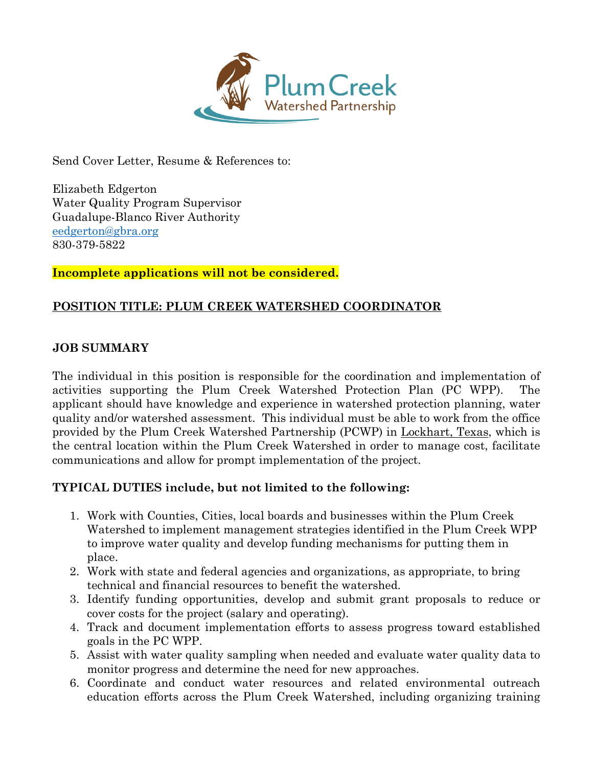Send Cover Letter, Resume & References to:

Elizabeth Edgerton
Water Quality Program Supervisor
Guadalupe-Blanco River Authority
eedgerton@gbra.org
830-379-5822

**Incomplete applications will not be considered.**

## POSITION TITLE: PLUM CREEK WATERSHED COORDINATOR

### JOB SUMMARY

The individual in this position is responsible for the coordination and implementation of activities supporting the Plum Creek Watershed Protection Plan (PC WPP). The applicant should have knowledge and experience in watershed protection planning, water quality and/or watershed assessment. This individual must be able to work from the office provided by the Plum Creek Watershed Partnership (PCWP) in Lockhart, Texas, which is the central location within the Plum Creek Watershed in order to manage cost, facilitate communications and allow for prompt implementation of the project.

### TYPICAL DUTIES include, but not limited to the following:

1. Work with Counties, Cities, local boards and businesses within the Plum Creek Watershed to implement management strategies identified in the Plum Creek WPP to improve water quality and develop funding mechanisms for putting them in place.
2. Work with state and federal agencies and organizations, as appropriate, to bring technical and financial resources to benefit the watershed.
3. Identify funding opportunities, develop and submit grant proposals to reduce or cover costs for the project (salary and operating).
4. Track and document implementation efforts to assess progress toward established goals in the PC WPP.
5. Assist with water quality sampling when needed and evaluate water quality data to monitor progress and determine the need for new approaches.
6. Coordinate and conduct water resources and related environmental outreach education efforts across the Plum Creek Watershed, including organizing training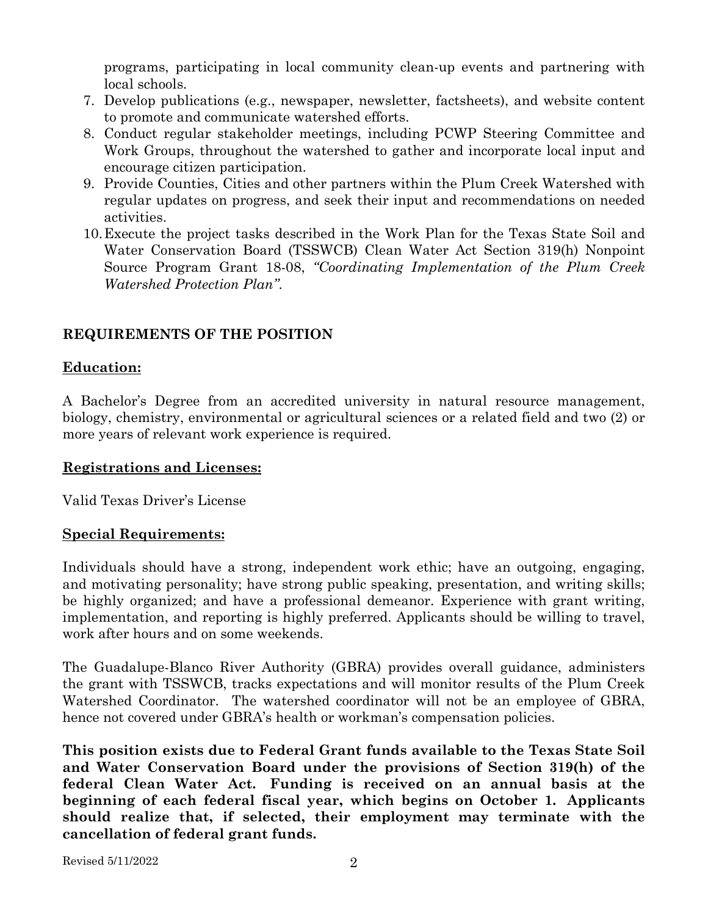programs, participating in local community clean-up events and partnering with local schools.

7. Develop publications (e.g., newspaper, newsletter, factsheets), and website content to promote and communicate watershed efforts.
8. Conduct regular stakeholder meetings, including PCWP Steering Committee and Work Groups, throughout the watershed to gather and incorporate local input and encourage citizen participation.
9. Provide Counties, Cities and other partners within the Plum Creek Watershed with regular updates on progress, and seek their input and recommendations on needed activities.
10. Execute the project tasks described in the Work Plan for the Texas State Soil and Water Conservation Board (TSSWCB) Clean Water Act Section 319(h) Nonpoint Source Program Grant 18-08, *"Coordinating Implementation of the Plum Creek Watershed Protection Plan"*.

## REQUIREMENTS OF THE POSITION

### Education:

A Bachelor's Degree from an accredited university in natural resource management, biology, chemistry, environmental or agricultural sciences or a related field and two (2) or more years of relevant work experience is required.

### Registrations and Licenses:

Valid Texas Driver's License

### Special Requirements:

Individuals should have a strong, independent work ethic; have an outgoing, engaging, and motivating personality; have strong public speaking, presentation, and writing skills; be highly organized; and have a professional demeanor. Experience with grant writing, implementation, and reporting is highly preferred. Applicants should be willing to travel, work after hours and on some weekends.

The Guadalupe-Blanco River Authority (GBRA) provides overall guidance, administers the grant with TSSWCB, tracks expectations and will monitor results of the Plum Creek Watershed Coordinator. The watershed coordinator will not be an employee of GBRA, hence not covered under GBRA's health or workman's compensation policies.

**This position exists due to Federal Grant funds available to the Texas State Soil and Water Conservation Board under the provisions of Section 319(h) of the federal Clean Water Act. Funding is received on an annual basis at the beginning of each federal fiscal year, which begins on October 1. Applicants should realize that, if selected, their employment may terminate with the cancellation of federal grant funds.**

Revised 5/11/2022